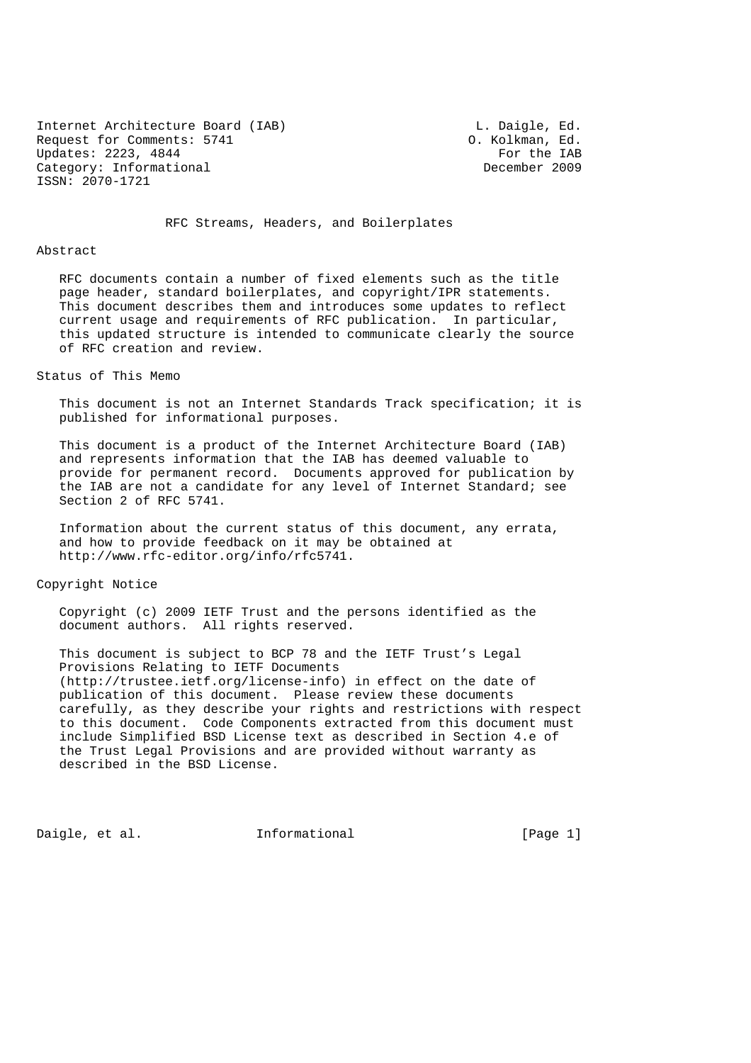Internet Architecture Board (IAB) L. Daigle, Ed.
Request for Comments: 5741 O. Kolkman, Ed.
Updates: 2223, 4844 For the IAB
Category: Informational December 2009
ISSN: 2070-1721

# RFC Streams, Headers, and Boilerplates

## Abstract

RFC documents contain a number of fixed elements such as the title page header, standard boilerplates, and copyright/IPR statements. This document describes them and introduces some updates to reflect current usage and requirements of RFC publication. In particular, this updated structure is intended to communicate clearly the source of RFC creation and review.

## Status of This Memo

This document is not an Internet Standards Track specification; it is published for informational purposes.

This document is a product of the Internet Architecture Board (IAB) and represents information that the IAB has deemed valuable to provide for permanent record. Documents approved for publication by the IAB are not a candidate for any level of Internet Standard; see Section 2 of RFC 5741.

Information about the current status of this document, any errata, and how to provide feedback on it may be obtained at http://www.rfc-editor.org/info/rfc5741.

## Copyright Notice

Copyright (c) 2009 IETF Trust and the persons identified as the document authors. All rights reserved.

This document is subject to BCP 78 and the IETF Trust's Legal Provisions Relating to IETF Documents (http://trustee.ietf.org/license-info) in effect on the date of publication of this document. Please review these documents carefully, as they describe your rights and restrictions with respect to this document. Code Components extracted from this document must include Simplified BSD License text as described in Section 4.e of the Trust Legal Provisions and are provided without warranty as described in the BSD License.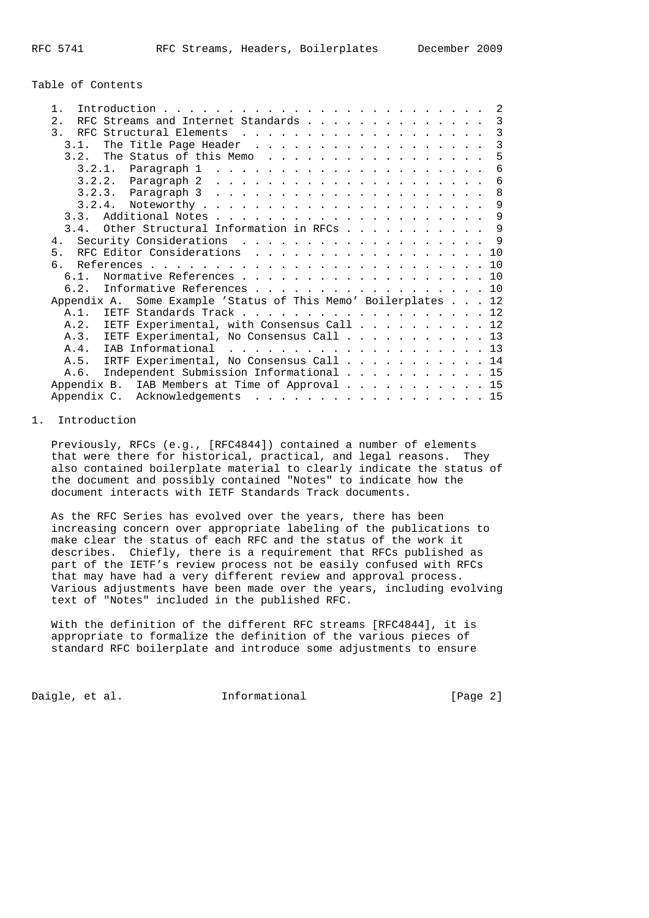## Table of Contents

```
   1.  Introduction . . . . . . . . . . . . . . . . . . . . . . . . .  2
   2.  RFC Streams and Internet Standards . . . . . . . . . . . . . .  3
   3.  RFC Structural Elements  . . . . . . . . . . . . . . . . . . .  3
     3.1.  The Title Page Header  . . . . . . . . . . . . . . . . . .  3
     3.2.  The Status of this Memo  . . . . . . . . . . . . . . . . .  5
       3.2.1.  Paragraph 1  . . . . . . . . . . . . . . . . . . . . .  6
       3.2.2.  Paragraph 2  . . . . . . . . . . . . . . . . . . . . .  6
       3.2.3.  Paragraph 3  . . . . . . . . . . . . . . . . . . . . .  8
       3.2.4.  Noteworthy . . . . . . . . . . . . . . . . . . . . . .  9
     3.3.  Additional Notes . . . . . . . . . . . . . . . . . . . . .  9
     3.4.  Other Structural Information in RFCs . . . . . . . . . . .  9
   4.  Security Considerations  . . . . . . . . . . . . . . . . . . .  9
   5.  RFC Editor Considerations  . . . . . . . . . . . . . . . . . . 10
   6.  References . . . . . . . . . . . . . . . . . . . . . . . . . . 10
     6.1.  Normative References . . . . . . . . . . . . . . . . . . . 10
     6.2.  Informative References . . . . . . . . . . . . . . . . . . 10
   Appendix A.  Some Example 'Status of This Memo' Boilerplates . . . 12
     A.1.  IETF Standards Track . . . . . . . . . . . . . . . . . . . 12
     A.2.  IETF Experimental, with Consensus Call . . . . . . . . . . 12
     A.3.  IETF Experimental, No Consensus Call . . . . . . . . . . . 13
     A.4.  IAB Informational  . . . . . . . . . . . . . . . . . . . . 13
     A.5.  IRTF Experimental, No Consensus Call . . . . . . . . . . . 14
     A.6.  Independent Submission Informational . . . . . . . . . . . 15
   Appendix B.  IAB Members at Time of Approval . . . . . . . . . . . 15
   Appendix C.  Acknowledgements  . . . . . . . . . . . . . . . . . . 15
```

## 1. Introduction

Previously, RFCs (e.g., [RFC4844]) contained a number of elements that were there for historical, practical, and legal reasons. They also contained boilerplate material to clearly indicate the status of the document and possibly contained "Notes" to indicate how the document interacts with IETF Standards Track documents.

As the RFC Series has evolved over the years, there has been increasing concern over appropriate labeling of the publications to make clear the status of each RFC and the status of the work it describes. Chiefly, there is a requirement that RFCs published as part of the IETF's review process not be easily confused with RFCs that may have had a very different review and approval process. Various adjustments have been made over the years, including evolving text of "Notes" included in the published RFC.

With the definition of the different RFC streams [RFC4844], it is appropriate to formalize the definition of the various pieces of standard RFC boilerplate and introduce some adjustments to ensure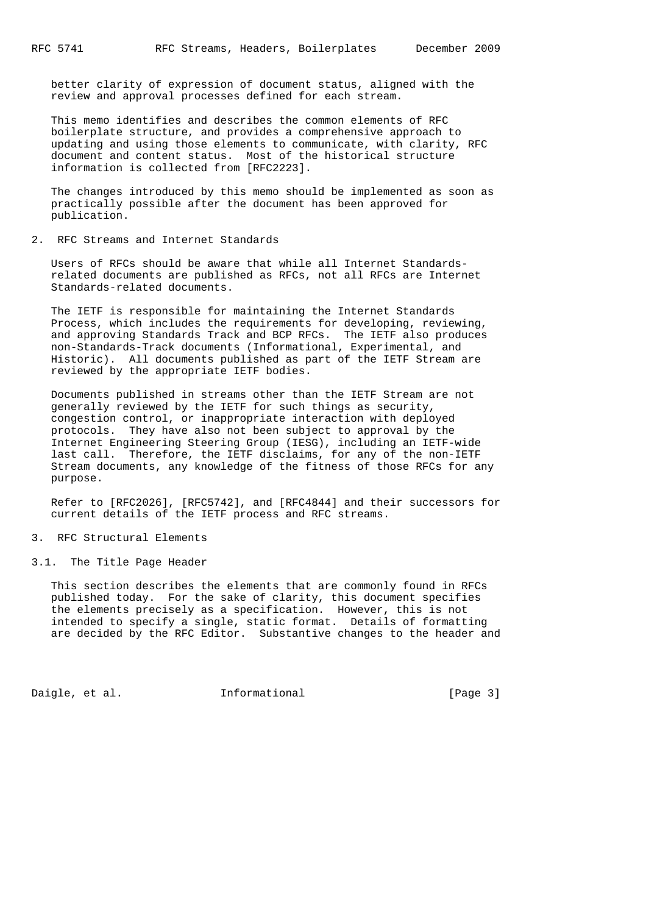better clarity of expression of document status, aligned with the review and approval processes defined for each stream.

This memo identifies and describes the common elements of RFC boilerplate structure, and provides a comprehensive approach to updating and using those elements to communicate, with clarity, RFC document and content status. Most of the historical structure information is collected from [RFC2223].

The changes introduced by this memo should be implemented as soon as practically possible after the document has been approved for publication.

## 2. RFC Streams and Internet Standards

Users of RFCs should be aware that while all Internet Standards-related documents are published as RFCs, not all RFCs are Internet Standards-related documents.

The IETF is responsible for maintaining the Internet Standards Process, which includes the requirements for developing, reviewing, and approving Standards Track and BCP RFCs. The IETF also produces non-Standards-Track documents (Informational, Experimental, and Historic). All documents published as part of the IETF Stream are reviewed by the appropriate IETF bodies.

Documents published in streams other than the IETF Stream are not generally reviewed by the IETF for such things as security, congestion control, or inappropriate interaction with deployed protocols. They have also not been subject to approval by the Internet Engineering Steering Group (IESG), including an IETF-wide last call. Therefore, the IETF disclaims, for any of the non-IETF Stream documents, any knowledge of the fitness of those RFCs for any purpose.

Refer to [RFC2026], [RFC5742], and [RFC4844] and their successors for current details of the IETF process and RFC streams.

## 3. RFC Structural Elements

### 3.1. The Title Page Header

This section describes the elements that are commonly found in RFCs published today. For the sake of clarity, this document specifies the elements precisely as a specification. However, this is not intended to specify a single, static format. Details of formatting are decided by the RFC Editor. Substantive changes to the header and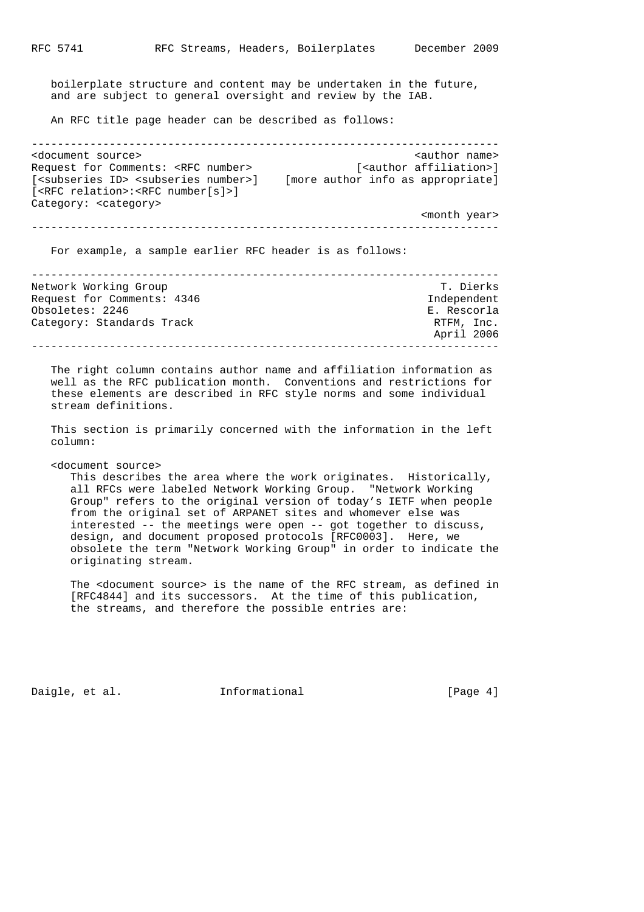boilerplate structure and content may be undertaken in the future, and are subject to general oversight and review by the IAB.

An RFC title page header can be described as follows:

```
------------------------------------------------------------------------
<document source>                                          <author name>
Request for Comments: <RFC number>               [<author affiliation>]
[<subseries ID> <subseries number>]    [more author info as appropriate]
[<RFC relation>:<RFC number[s]>]
Category: <category>
                                                           <month year>
------------------------------------------------------------------------
```

For example, a sample earlier RFC header is as follows:

```
------------------------------------------------------------------------
Network Working Group                                          T. Dierks
Request for Comments: 4346                                   Independent
Obsoletes: 2246                                              E. Rescorla
Category: Standards Track                                     RTFM, Inc.
                                                              April 2006
------------------------------------------------------------------------
```

The right column contains author name and affiliation information as well as the RFC publication month. Conventions and restrictions for these elements are described in RFC style norms and some individual stream definitions.

This section is primarily concerned with the information in the left column:

<document source>

This describes the area where the work originates. Historically, all RFCs were labeled Network Working Group. "Network Working Group" refers to the original version of today's IETF when people from the original set of ARPANET sites and whomever else was interested -- the meetings were open -- got together to discuss, design, and document proposed protocols [RFC0003]. Here, we obsolete the term "Network Working Group" in order to indicate the originating stream.

The <document source> is the name of the RFC stream, as defined in [RFC4844] and its successors. At the time of this publication, the streams, and therefore the possible entries are: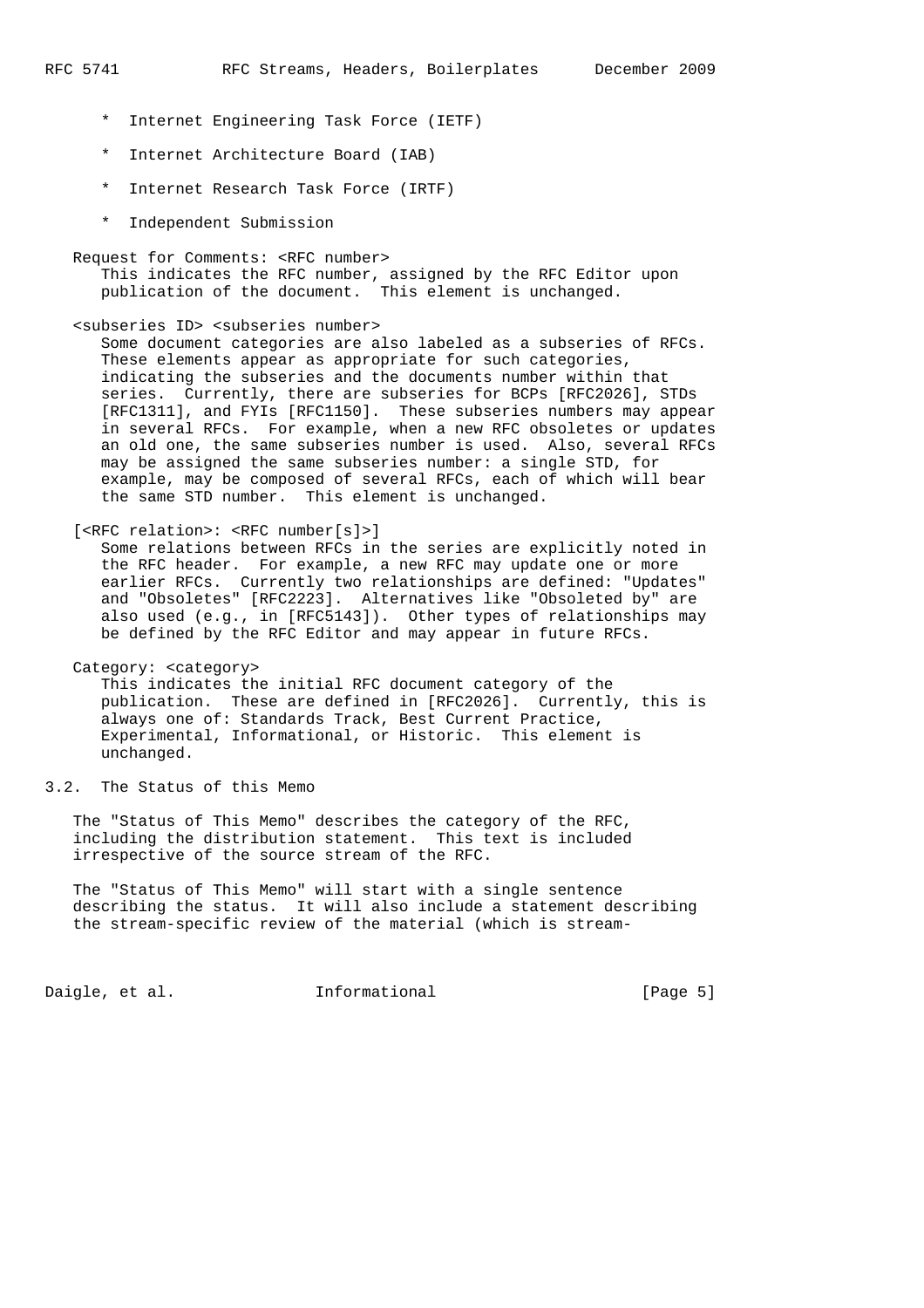* Internet Engineering Task Force (IETF)

* Internet Architecture Board (IAB)

* Internet Research Task Force (IRTF)

* Independent Submission

Request for Comments: <RFC number>
This indicates the RFC number, assigned by the RFC Editor upon publication of the document. This element is unchanged.

<subseries ID> <subseries number>
Some document categories are also labeled as a subseries of RFCs. These elements appear as appropriate for such categories, indicating the subseries and the documents number within that series. Currently, there are subseries for BCPs [RFC2026], STDs [RFC1311], and FYIs [RFC1150]. These subseries numbers may appear in several RFCs. For example, when a new RFC obsoletes or updates an old one, the same subseries number is used. Also, several RFCs may be assigned the same subseries number: a single STD, for example, may be composed of several RFCs, each of which will bear the same STD number. This element is unchanged.

[<RFC relation>: <RFC number[s]>]
Some relations between RFCs in the series are explicitly noted in the RFC header. For example, a new RFC may update one or more earlier RFCs. Currently two relationships are defined: "Updates" and "Obsoletes" [RFC2223]. Alternatives like "Obsoleted by" are also used (e.g., in [RFC5143]). Other types of relationships may be defined by the RFC Editor and may appear in future RFCs.

Category: <category>
This indicates the initial RFC document category of the publication. These are defined in [RFC2026]. Currently, this is always one of: Standards Track, Best Current Practice, Experimental, Informational, or Historic. This element is unchanged.

## 3.2. The Status of this Memo

The "Status of This Memo" describes the category of the RFC, including the distribution statement. This text is included irrespective of the source stream of the RFC.

The "Status of This Memo" will start with a single sentence describing the status. It will also include a statement describing the stream-specific review of the material (which is stream-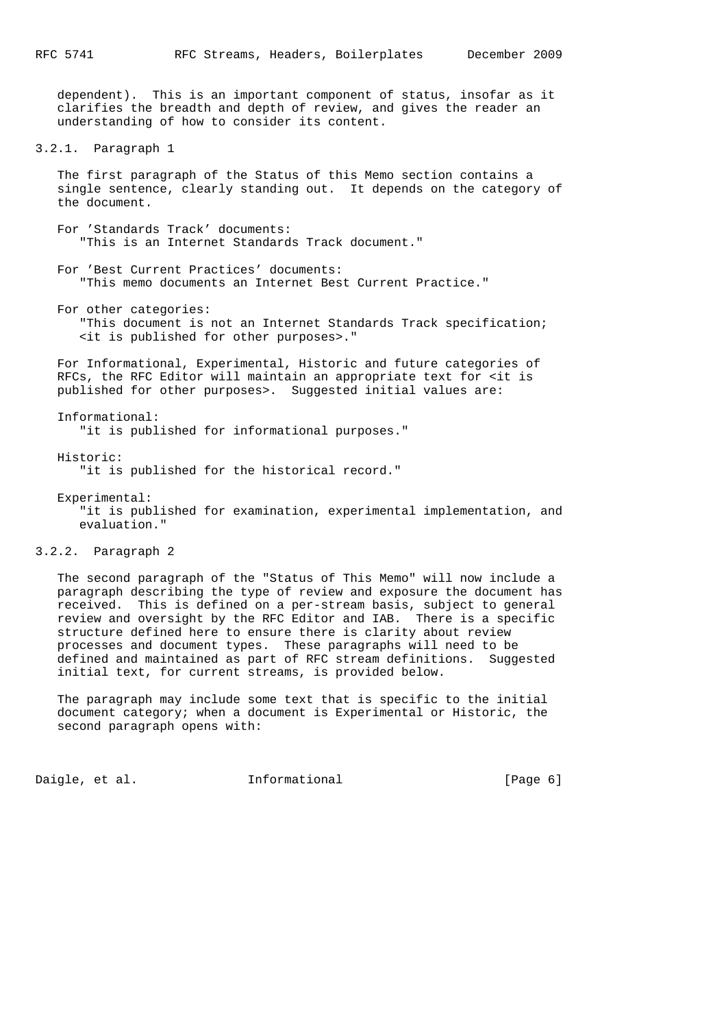dependent). This is an important component of status, insofar as it clarifies the breadth and depth of review, and gives the reader an understanding of how to consider its content.

### 3.2.1. Paragraph 1

The first paragraph of the Status of this Memo section contains a single sentence, clearly standing out. It depends on the category of the document.

For 'Standards Track' documents:
"This is an Internet Standards Track document."

For 'Best Current Practices' documents:
"This memo documents an Internet Best Current Practice."

For other categories:
"This document is not an Internet Standards Track specification; <it is published for other purposes>."

For Informational, Experimental, Historic and future categories of RFCs, the RFC Editor will maintain an appropriate text for <it is published for other purposes>. Suggested initial values are:

Informational:
"it is published for informational purposes."

Historic:
"it is published for the historical record."

Experimental:
"it is published for examination, experimental implementation, and evaluation."

### 3.2.2. Paragraph 2

The second paragraph of the "Status of This Memo" will now include a paragraph describing the type of review and exposure the document has received. This is defined on a per-stream basis, subject to general review and oversight by the RFC Editor and IAB. There is a specific structure defined here to ensure there is clarity about review processes and document types. These paragraphs will need to be defined and maintained as part of RFC stream definitions. Suggested initial text, for current streams, is provided below.

The paragraph may include some text that is specific to the initial document category; when a document is Experimental or Historic, the second paragraph opens with: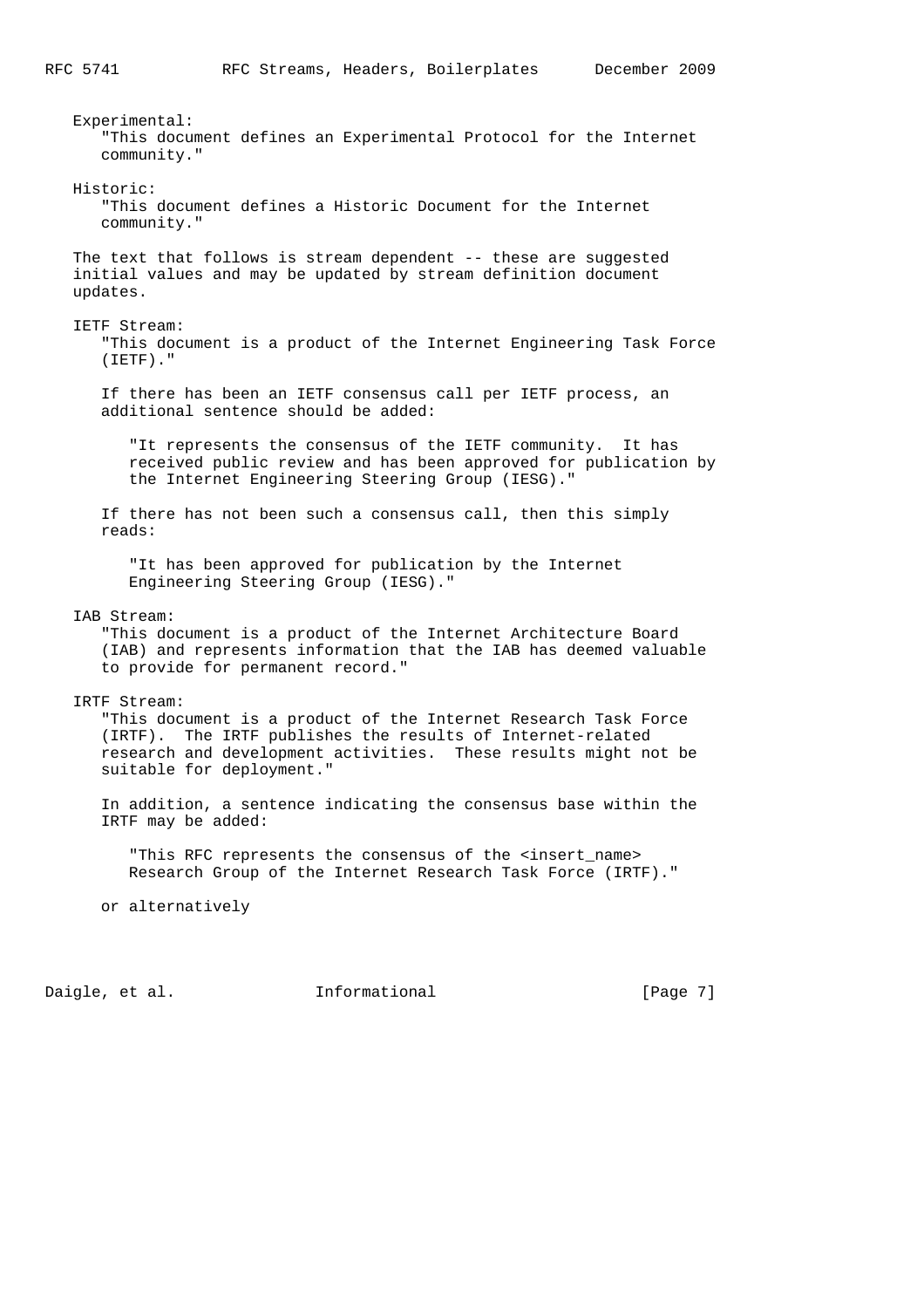Experimental:
"This document defines an Experimental Protocol for the Internet community."

Historic:
"This document defines a Historic Document for the Internet community."

The text that follows is stream dependent -- these are suggested initial values and may be updated by stream definition document updates.

IETF Stream:
"This document is a product of the Internet Engineering Task Force (IETF)."

If there has been an IETF consensus call per IETF process, an additional sentence should be added:

> "It represents the consensus of the IETF community. It has received public review and has been approved for publication by the Internet Engineering Steering Group (IESG)."

If there has not been such a consensus call, then this simply reads:

> "It has been approved for publication by the Internet Engineering Steering Group (IESG)."

IAB Stream:
"This document is a product of the Internet Architecture Board (IAB) and represents information that the IAB has deemed valuable to provide for permanent record."

IRTF Stream:
"This document is a product of the Internet Research Task Force (IRTF). The IRTF publishes the results of Internet-related research and development activities. These results might not be suitable for deployment."

In addition, a sentence indicating the consensus base within the IRTF may be added:

> "This RFC represents the consensus of the <insert_name> Research Group of the Internet Research Task Force (IRTF)."

or alternatively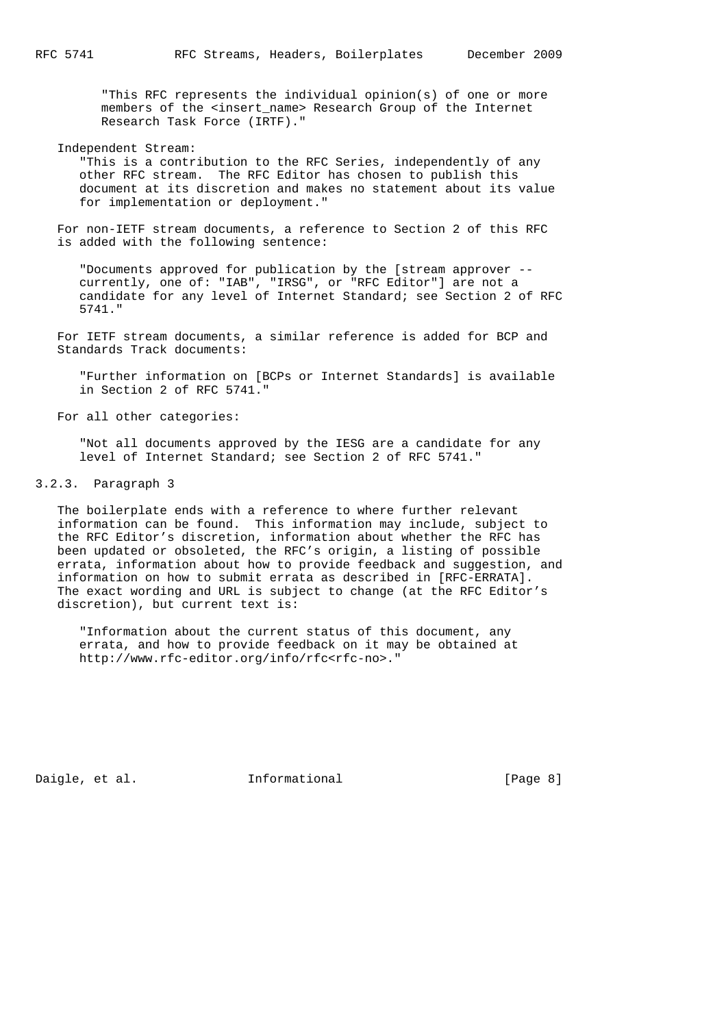"This RFC represents the individual opinion(s) of one or more members of the <insert_name> Research Group of the Internet Research Task Force (IRTF)."

Independent Stream:
"This is a contribution to the RFC Series, independently of any other RFC stream. The RFC Editor has chosen to publish this document at its discretion and makes no statement about its value for implementation or deployment."

For non-IETF stream documents, a reference to Section 2 of this RFC is added with the following sentence:

"Documents approved for publication by the [stream approver -- currently, one of: "IAB", "IRSG", or "RFC Editor"] are not a candidate for any level of Internet Standard; see Section 2 of RFC 5741."

For IETF stream documents, a similar reference is added for BCP and Standards Track documents:

"Further information on [BCPs or Internet Standards] is available in Section 2 of RFC 5741."

For all other categories:

"Not all documents approved by the IESG are a candidate for any level of Internet Standard; see Section 2 of RFC 5741."

### 3.2.3. Paragraph 3

The boilerplate ends with a reference to where further relevant information can be found. This information may include, subject to the RFC Editor's discretion, information about whether the RFC has been updated or obsoleted, the RFC's origin, a listing of possible errata, information about how to provide feedback and suggestion, and information on how to submit errata as described in [RFC-ERRATA]. The exact wording and URL is subject to change (at the RFC Editor's discretion), but current text is:

"Information about the current status of this document, any errata, and how to provide feedback on it may be obtained at http://www.rfc-editor.org/info/rfc<rfc-no>."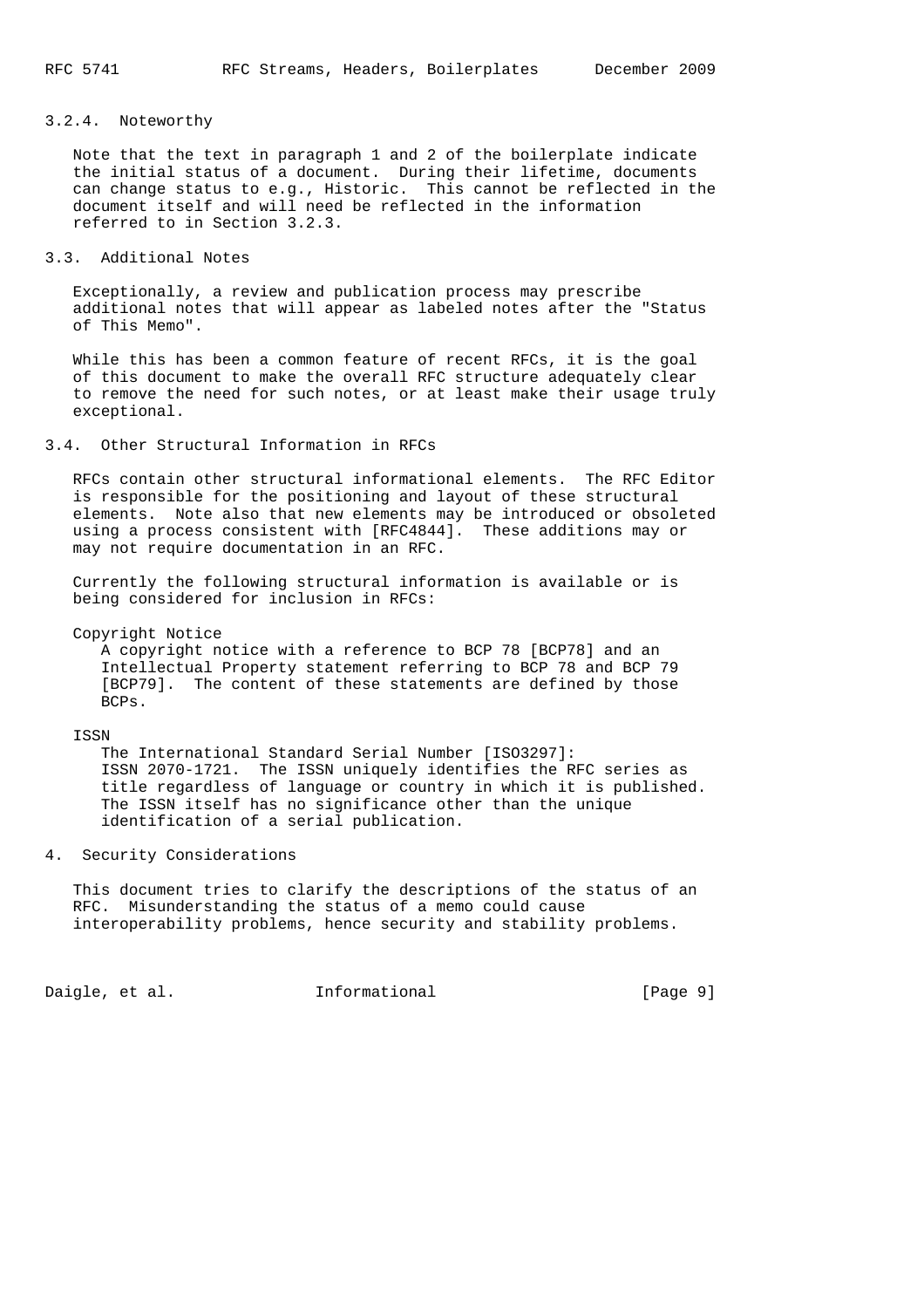### 3.2.4. Noteworthy

Note that the text in paragraph 1 and 2 of the boilerplate indicate the initial status of a document. During their lifetime, documents can change status to e.g., Historic. This cannot be reflected in the document itself and will need be reflected in the information referred to in Section 3.2.3.

## 3.3. Additional Notes

Exceptionally, a review and publication process may prescribe additional notes that will appear as labeled notes after the "Status of This Memo".

While this has been a common feature of recent RFCs, it is the goal of this document to make the overall RFC structure adequately clear to remove the need for such notes, or at least make their usage truly exceptional.

## 3.4. Other Structural Information in RFCs

RFCs contain other structural informational elements. The RFC Editor is responsible for the positioning and layout of these structural elements. Note also that new elements may be introduced or obsoleted using a process consistent with [RFC4844]. These additions may or may not require documentation in an RFC.

Currently the following structural information is available or is being considered for inclusion in RFCs:

Copyright Notice
: A copyright notice with a reference to BCP 78 [BCP78] and an Intellectual Property statement referring to BCP 78 and BCP 79 [BCP79]. The content of these statements are defined by those BCPs.

ISSN
: The International Standard Serial Number [ISO3297]: ISSN 2070-1721. The ISSN uniquely identifies the RFC series as title regardless of language or country in which it is published. The ISSN itself has no significance other than the unique identification of a serial publication.

# 4. Security Considerations

This document tries to clarify the descriptions of the status of an RFC. Misunderstanding the status of a memo could cause interoperability problems, hence security and stability problems.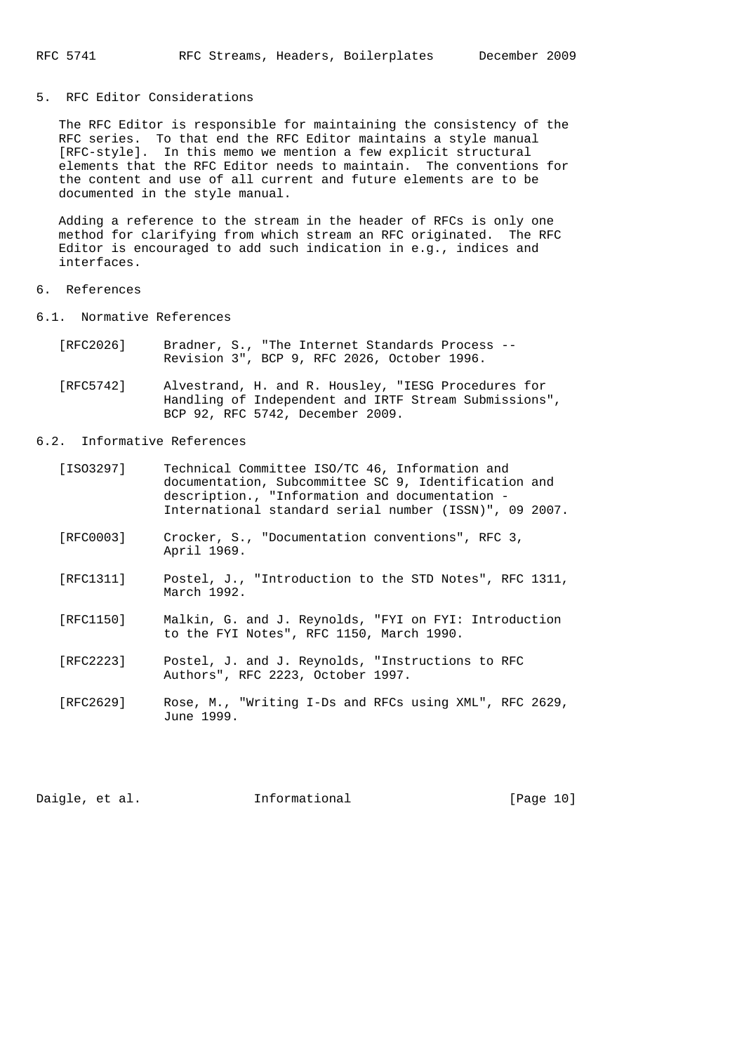## 5. RFC Editor Considerations

The RFC Editor is responsible for maintaining the consistency of the RFC series. To that end the RFC Editor maintains a style manual [RFC-style]. In this memo we mention a few explicit structural elements that the RFC Editor needs to maintain. The conventions for the content and use of all current and future elements are to be documented in the style manual.

Adding a reference to the stream in the header of RFCs is only one method for clarifying from which stream an RFC originated. The RFC Editor is encouraged to add such indication in e.g., indices and interfaces.

## 6. References

### 6.1. Normative References

[RFC2026] Bradner, S., "The Internet Standards Process -- Revision 3", BCP 9, RFC 2026, October 1996.

[RFC5742] Alvestrand, H. and R. Housley, "IESG Procedures for Handling of Independent and IRTF Stream Submissions", BCP 92, RFC 5742, December 2009.

### 6.2. Informative References

[ISO3297] Technical Committee ISO/TC 46, Information and documentation, Subcommittee SC 9, Identification and description., "Information and documentation - International standard serial number (ISSN)", 09 2007.

[RFC0003] Crocker, S., "Documentation conventions", RFC 3, April 1969.

[RFC1311] Postel, J., "Introduction to the STD Notes", RFC 1311, March 1992.

[RFC1150] Malkin, G. and J. Reynolds, "FYI on FYI: Introduction to the FYI Notes", RFC 1150, March 1990.

[RFC2223] Postel, J. and J. Reynolds, "Instructions to RFC Authors", RFC 2223, October 1997.

[RFC2629] Rose, M., "Writing I-Ds and RFCs using XML", RFC 2629, June 1999.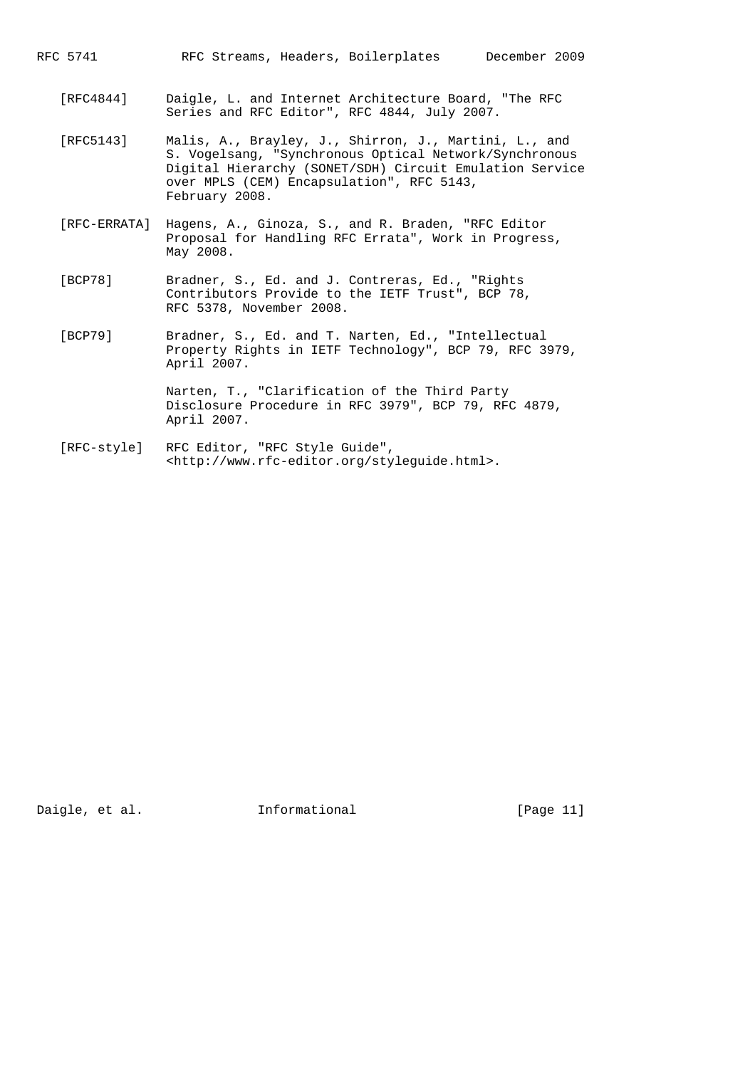[RFC4844] Daigle, L. and Internet Architecture Board, "The RFC Series and RFC Editor", RFC 4844, July 2007.

[RFC5143] Malis, A., Brayley, J., Shirron, J., Martini, L., and S. Vogelsang, "Synchronous Optical Network/Synchronous Digital Hierarchy (SONET/SDH) Circuit Emulation Service over MPLS (CEM) Encapsulation", RFC 5143, February 2008.

[RFC-ERRATA] Hagens, A., Ginoza, S., and R. Braden, "RFC Editor Proposal for Handling RFC Errata", Work in Progress, May 2008.

[BCP78] Bradner, S., Ed. and J. Contreras, Ed., "Rights Contributors Provide to the IETF Trust", BCP 78, RFC 5378, November 2008.

[BCP79] Bradner, S., Ed. and T. Narten, Ed., "Intellectual Property Rights in IETF Technology", BCP 79, RFC 3979, April 2007.

Narten, T., "Clarification of the Third Party Disclosure Procedure in RFC 3979", BCP 79, RFC 4879, April 2007.

[RFC-style] RFC Editor, "RFC Style Guide", <http://www.rfc-editor.org/styleguide.html>.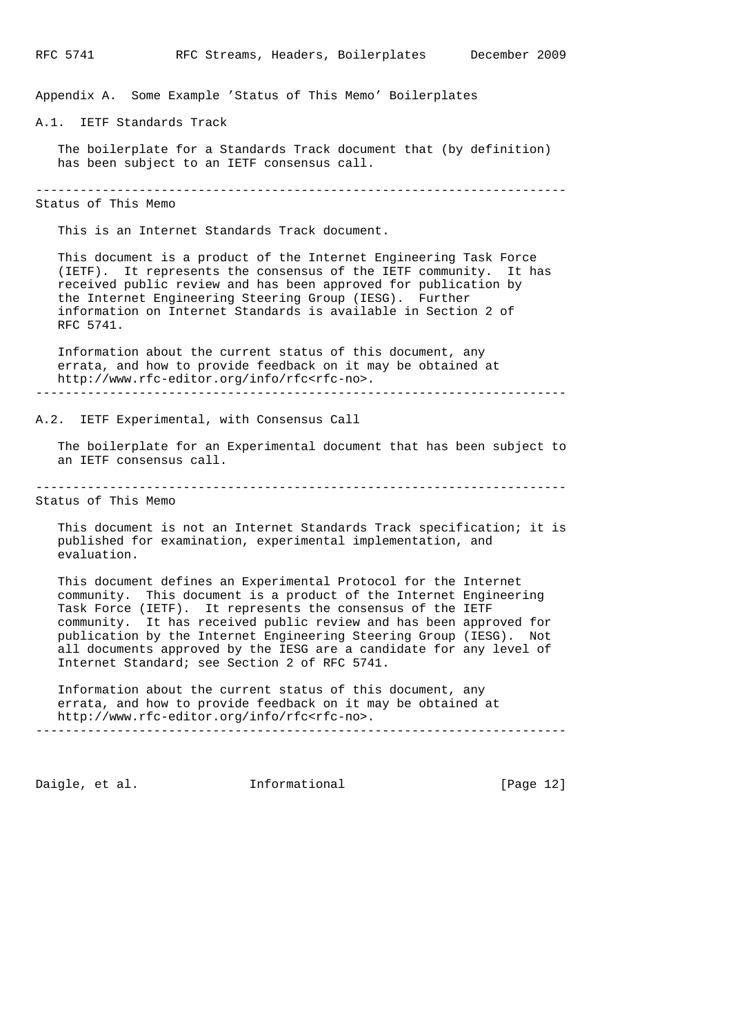## Appendix A. Some Example 'Status of This Memo' Boilerplates

### A.1. IETF Standards Track

The boilerplate for a Standards Track document that (by definition) has been subject to an IETF consensus call.

---

Status of This Memo

This is an Internet Standards Track document.

This document is a product of the Internet Engineering Task Force (IETF). It represents the consensus of the IETF community. It has received public review and has been approved for publication by the Internet Engineering Steering Group (IESG). Further information on Internet Standards is available in Section 2 of RFC 5741.

Information about the current status of this document, any errata, and how to provide feedback on it may be obtained at http://www.rfc-editor.org/info/rfc<rfc-no>.

---

### A.2. IETF Experimental, with Consensus Call

The boilerplate for an Experimental document that has been subject to an IETF consensus call.

---

Status of This Memo

This document is not an Internet Standards Track specification; it is published for examination, experimental implementation, and evaluation.

This document defines an Experimental Protocol for the Internet community. This document is a product of the Internet Engineering Task Force (IETF). It represents the consensus of the IETF community. It has received public review and has been approved for publication by the Internet Engineering Steering Group (IESG). Not all documents approved by the IESG are a candidate for any level of Internet Standard; see Section 2 of RFC 5741.

Information about the current status of this document, any errata, and how to provide feedback on it may be obtained at http://www.rfc-editor.org/info/rfc<rfc-no>.

---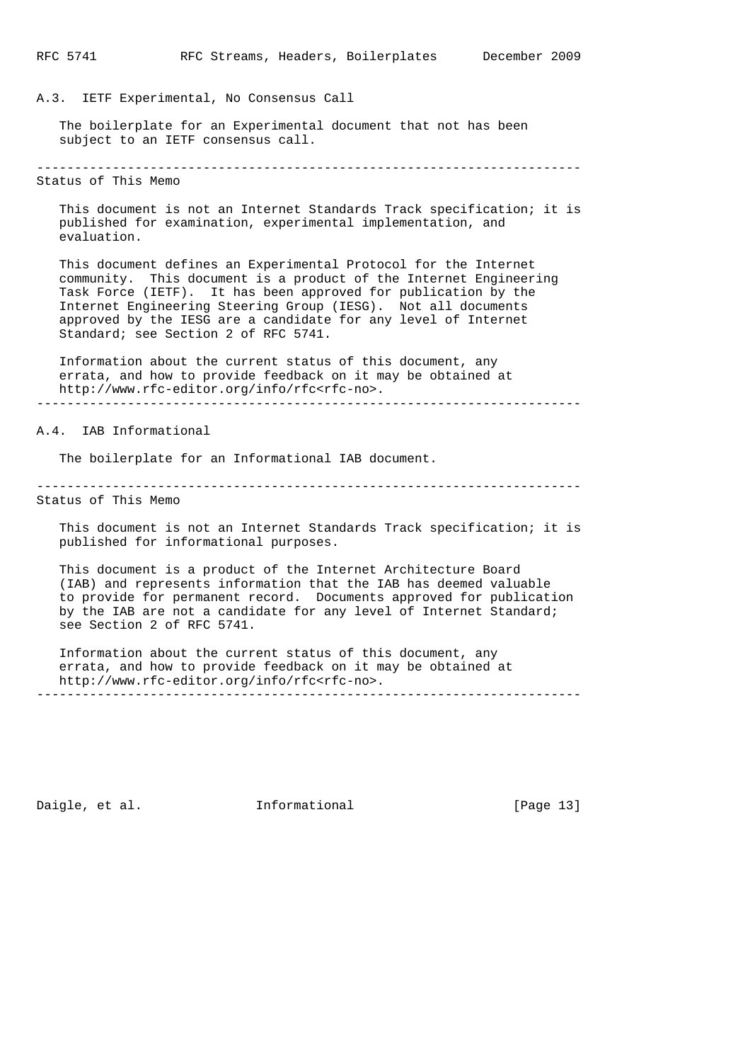### A.3. IETF Experimental, No Consensus Call

The boilerplate for an Experimental document that not has been subject to an IETF consensus call.

```
------------------------------------------------------------------------
Status of This Memo

   This document is not an Internet Standards Track specification; it is
   published for examination, experimental implementation, and
   evaluation.

   This document defines an Experimental Protocol for the Internet
   community.  This document is a product of the Internet Engineering
   Task Force (IETF).  It has been approved for publication by the
   Internet Engineering Steering Group (IESG).  Not all documents
   approved by the IESG are a candidate for any level of Internet
   Standard; see Section 2 of RFC 5741.

   Information about the current status of this document, any
   errata, and how to provide feedback on it may be obtained at
   http://www.rfc-editor.org/info/rfc<rfc-no>.
------------------------------------------------------------------------
```

### A.4. IAB Informational

The boilerplate for an Informational IAB document.

```
------------------------------------------------------------------------
Status of This Memo

   This document is not an Internet Standards Track specification; it is
   published for informational purposes.

   This document is a product of the Internet Architecture Board
   (IAB) and represents information that the IAB has deemed valuable
   to provide for permanent record.  Documents approved for publication
   by the IAB are not a candidate for any level of Internet Standard;
   see Section 2 of RFC 5741.

   Information about the current status of this document, any
   errata, and how to provide feedback on it may be obtained at
   http://www.rfc-editor.org/info/rfc<rfc-no>.
------------------------------------------------------------------------
```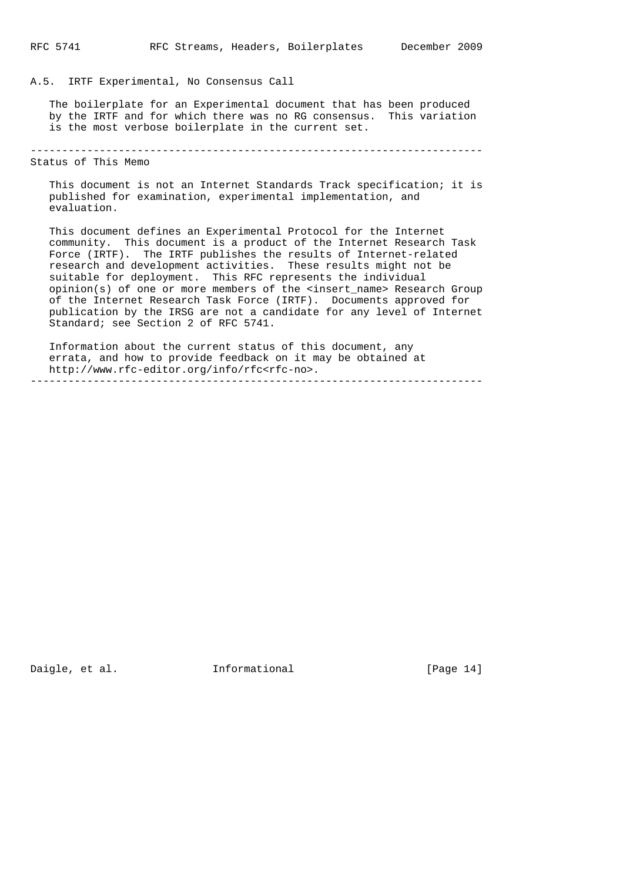### A.5. IRTF Experimental, No Consensus Call

The boilerplate for an Experimental document that has been produced by the IRTF and for which there was no RG consensus. This variation is the most verbose boilerplate in the current set.

------------------------------------------------------------------------

Status of This Memo

This document is not an Internet Standards Track specification; it is published for examination, experimental implementation, and evaluation.

This document defines an Experimental Protocol for the Internet community. This document is a product of the Internet Research Task Force (IRTF). The IRTF publishes the results of Internet-related research and development activities. These results might not be suitable for deployment. This RFC represents the individual opinion(s) of one or more members of the <insert_name> Research Group of the Internet Research Task Force (IRTF). Documents approved for publication by the IRSG are not a candidate for any level of Internet Standard; see Section 2 of RFC 5741.

Information about the current status of this document, any errata, and how to provide feedback on it may be obtained at http://www.rfc-editor.org/info/rfc<rfc-no>.

------------------------------------------------------------------------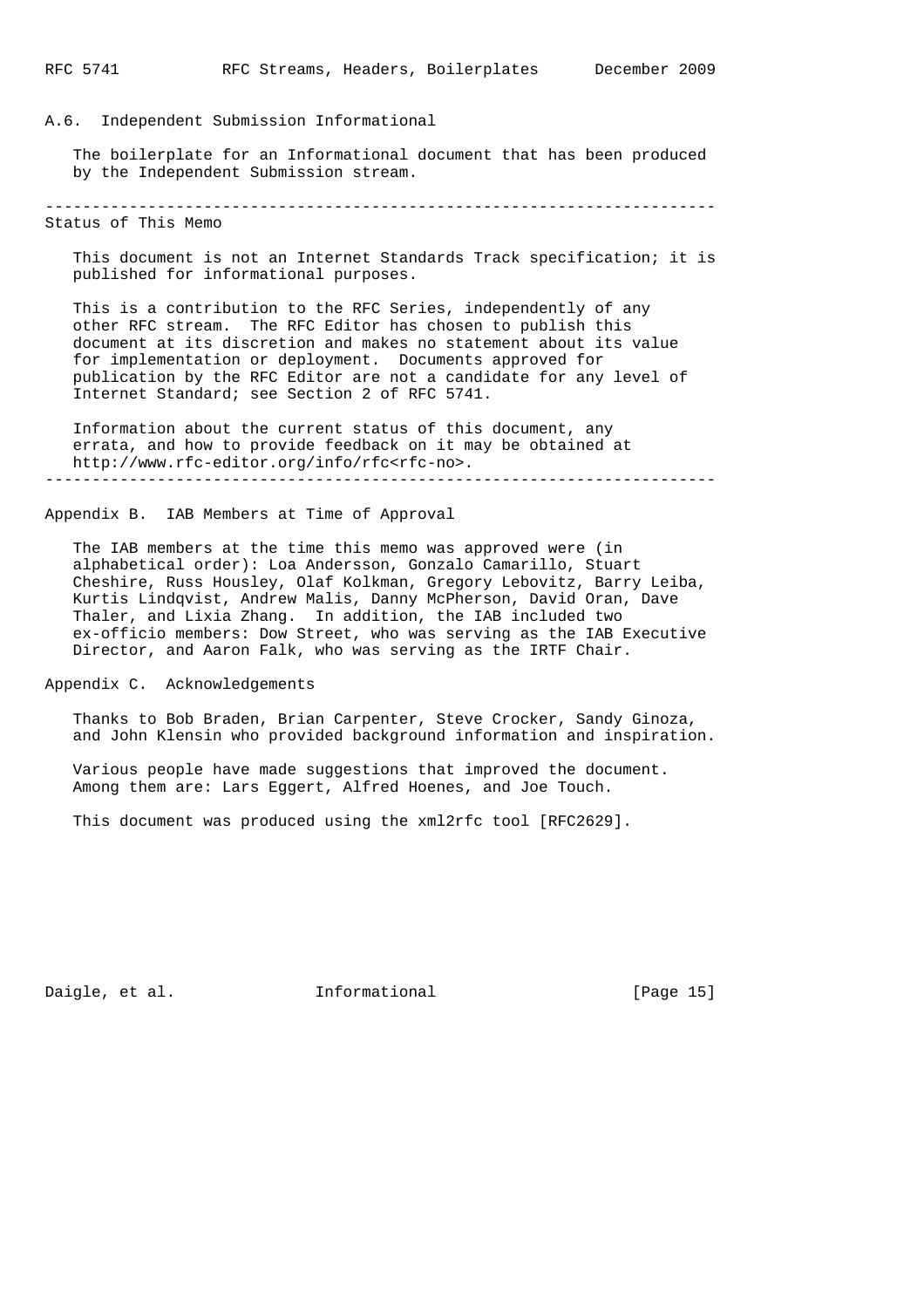### A.6. Independent Submission Informational

The boilerplate for an Informational document that has been produced by the Independent Submission stream.

```
------------------------------------------------------------------------
Status of This Memo

   This document is not an Internet Standards Track specification; it is
   published for informational purposes.

   This is a contribution to the RFC Series, independently of any
   other RFC stream.  The RFC Editor has chosen to publish this
   document at its discretion and makes no statement about its value
   for implementation or deployment.  Documents approved for
   publication by the RFC Editor are not a candidate for any level of
   Internet Standard; see Section 2 of RFC 5741.

   Information about the current status of this document, any
   errata, and how to provide feedback on it may be obtained at
   http://www.rfc-editor.org/info/rfc<rfc-no>.
------------------------------------------------------------------------
```

## Appendix B. IAB Members at Time of Approval

The IAB members at the time this memo was approved were (in alphabetical order): Loa Andersson, Gonzalo Camarillo, Stuart Cheshire, Russ Housley, Olaf Kolkman, Gregory Lebovitz, Barry Leiba, Kurtis Lindqvist, Andrew Malis, Danny McPherson, David Oran, Dave Thaler, and Lixia Zhang. In addition, the IAB included two ex-officio members: Dow Street, who was serving as the IAB Executive Director, and Aaron Falk, who was serving as the IRTF Chair.

## Appendix C. Acknowledgements

Thanks to Bob Braden, Brian Carpenter, Steve Crocker, Sandy Ginoza, and John Klensin who provided background information and inspiration.

Various people have made suggestions that improved the document. Among them are: Lars Eggert, Alfred Hoenes, and Joe Touch.

This document was produced using the xml2rfc tool [RFC2629].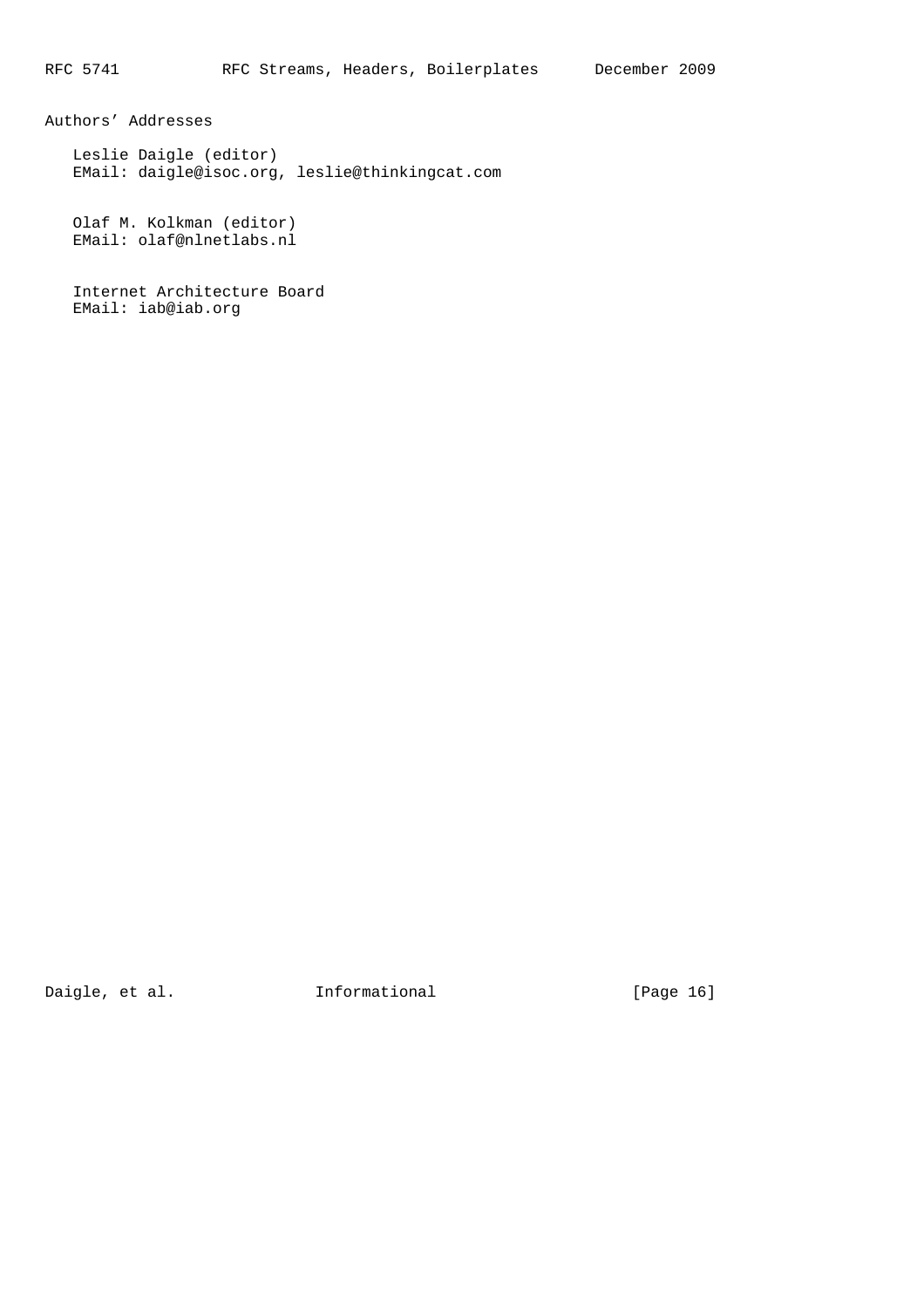## Authors' Addresses

Leslie Daigle (editor)
EMail: daigle@isoc.org, leslie@thinkingcat.com

Olaf M. Kolkman (editor)
EMail: olaf@nlnetlabs.nl

Internet Architecture Board
EMail: iab@iab.org